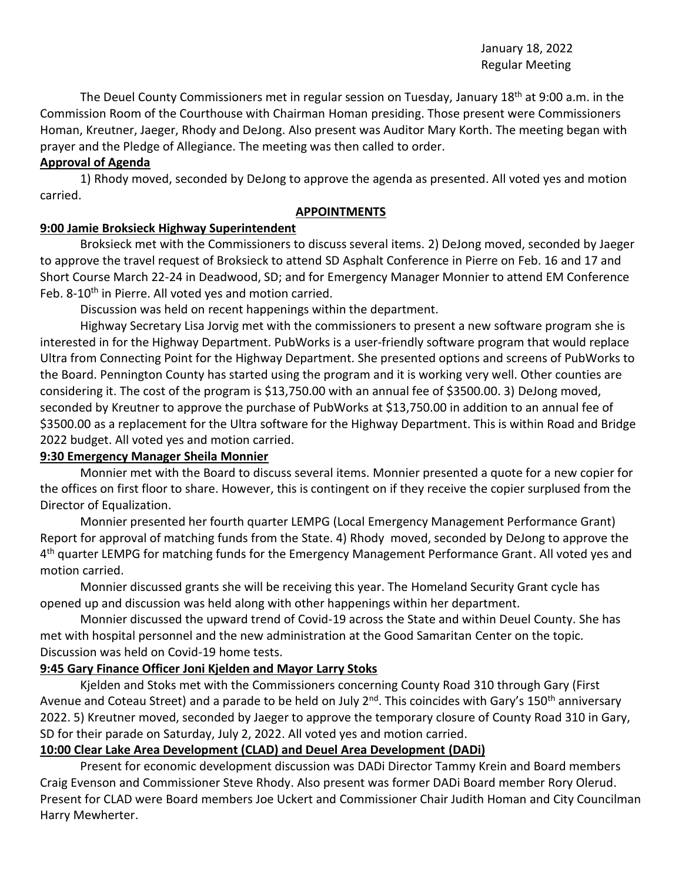January 18, 2022
Regular Meeting

The Deuel County Commissioners met in regular session on Tuesday, January 18th at 9:00 a.m. in the Commission Room of the Courthouse with Chairman Homan presiding. Those present were Commissioners Homan, Kreutner, Jaeger, Rhody and DeJong. Also present was Auditor Mary Korth. The meeting began with prayer and the Pledge of Allegiance. The meeting was then called to order.

**Approval of Agenda**

1) Rhody moved, seconded by DeJong to approve the agenda as presented. All voted yes and motion carried.

**APPOINTMENTS**

**9:00 Jamie Broksieck Highway Superintendent**

Broksieck met with the Commissioners to discuss several items. 2) DeJong moved, seconded by Jaeger to approve the travel request of Broksieck to attend SD Asphalt Conference in Pierre on Feb. 16 and 17 and Short Course March 22-24 in Deadwood, SD; and for Emergency Manager Monnier to attend EM Conference Feb. 8-10th in Pierre. All voted yes and motion carried.

Discussion was held on recent happenings within the department.

Highway Secretary Lisa Jorvig met with the commissioners to present a new software program she is interested in for the Highway Department. PubWorks is a user-friendly software program that would replace Ultra from Connecting Point for the Highway Department. She presented options and screens of PubWorks to the Board. Pennington County has started using the program and it is working very well. Other counties are considering it. The cost of the program is $13,750.00 with an annual fee of $3500.00. 3) DeJong moved, seconded by Kreutner to approve the purchase of PubWorks at $13,750.00 in addition to an annual fee of $3500.00 as a replacement for the Ultra software for the Highway Department. This is within Road and Bridge 2022 budget. All voted yes and motion carried.

**9:30 Emergency Manager Sheila Monnier**

Monnier met with the Board to discuss several items. Monnier presented a quote for a new copier for the offices on first floor to share. However, this is contingent on if they receive the copier surplused from the Director of Equalization.

Monnier presented her fourth quarter LEMPG (Local Emergency Management Performance Grant) Report for approval of matching funds from the State. 4) Rhody moved, seconded by DeJong to approve the 4th quarter LEMPG for matching funds for the Emergency Management Performance Grant. All voted yes and motion carried.

Monnier discussed grants she will be receiving this year. The Homeland Security Grant cycle has opened up and discussion was held along with other happenings within her department.

Monnier discussed the upward trend of Covid-19 across the State and within Deuel County. She has met with hospital personnel and the new administration at the Good Samaritan Center on the topic. Discussion was held on Covid-19 home tests.

**9:45 Gary Finance Officer Joni Kjelden and Mayor Larry Stoks**

Kjelden and Stoks met with the Commissioners concerning County Road 310 through Gary (First Avenue and Coteau Street) and a parade to be held on July 2nd. This coincides with Gary's 150th anniversary 2022. 5) Kreutner moved, seconded by Jaeger to approve the temporary closure of County Road 310 in Gary, SD for their parade on Saturday, July 2, 2022. All voted yes and motion carried.

**10:00 Clear Lake Area Development (CLAD) and Deuel Area Development (DADi)**

Present for economic development discussion was DADi Director Tammy Krein and Board members Craig Evenson and Commissioner Steve Rhody. Also present was former DADi Board member Rory Olerud. Present for CLAD were Board members Joe Uckert and Commissioner Chair Judith Homan and City Councilman Harry Mewherter.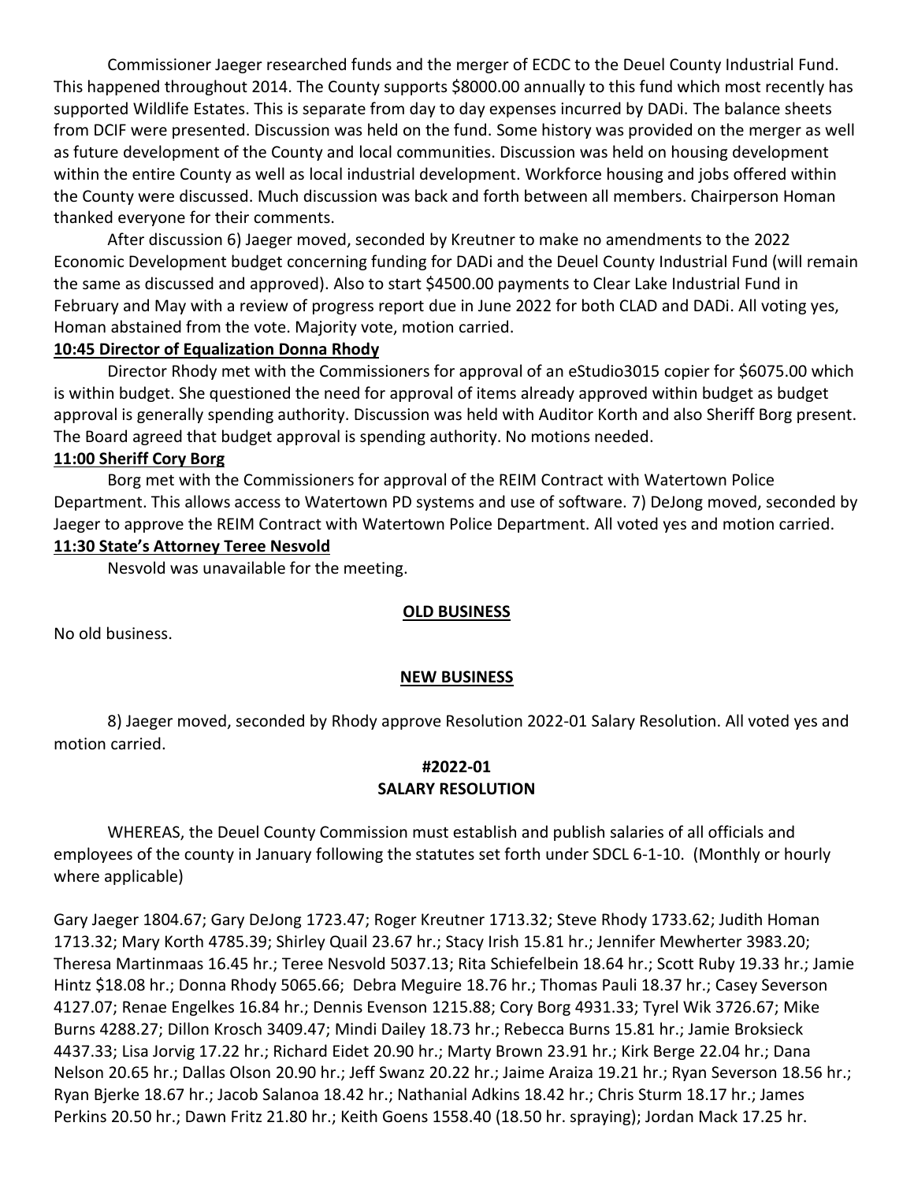Commissioner Jaeger researched funds and the merger of ECDC to the Deuel County Industrial Fund. This happened throughout 2014. The County supports $8000.00 annually to this fund which most recently has supported Wildlife Estates. This is separate from day to day expenses incurred by DADi. The balance sheets from DCIF were presented. Discussion was held on the fund. Some history was provided on the merger as well as future development of the County and local communities. Discussion was held on housing development within the entire County as well as local industrial development. Workforce housing and jobs offered within the County were discussed. Much discussion was back and forth between all members. Chairperson Homan thanked everyone for their comments.

After discussion 6) Jaeger moved, seconded by Kreutner to make no amendments to the 2022 Economic Development budget concerning funding for DADi and the Deuel County Industrial Fund (will remain the same as discussed and approved). Also to start $4500.00 payments to Clear Lake Industrial Fund in February and May with a review of progress report due in June 2022 for both CLAD and DADi. All voting yes, Homan abstained from the vote. Majority vote, motion carried.

**10:45 Director of Equalization Donna Rhody**

Director Rhody met with the Commissioners for approval of an eStudio3015 copier for $6075.00 which is within budget. She questioned the need for approval of items already approved within budget as budget approval is generally spending authority. Discussion was held with Auditor Korth and also Sheriff Borg present. The Board agreed that budget approval is spending authority. No motions needed.

**11:00 Sheriff Cory Borg**

Borg met with the Commissioners for approval of the REIM Contract with Watertown Police Department. This allows access to Watertown PD systems and use of software. 7) DeJong moved, seconded by Jaeger to approve the REIM Contract with Watertown Police Department. All voted yes and motion carried.

**11:30 State's Attorney Teree Nesvold**

Nesvold was unavailable for the meeting.

## OLD BUSINESS

No old business.

## NEW BUSINESS

8) Jaeger moved, seconded by Rhody approve Resolution 2022-01 Salary Resolution. All voted yes and motion carried.

**#2022-01**
**SALARY RESOLUTION**

WHEREAS, the Deuel County Commission must establish and publish salaries of all officials and employees of the county in January following the statutes set forth under SDCL 6-1-10. (Monthly or hourly where applicable)

Gary Jaeger 1804.67; Gary DeJong 1723.47; Roger Kreutner 1713.32; Steve Rhody 1733.62; Judith Homan 1713.32; Mary Korth 4785.39; Shirley Quail 23.67 hr.; Stacy Irish 15.81 hr.; Jennifer Mewherter 3983.20; Theresa Martinmaas 16.45 hr.; Teree Nesvold 5037.13; Rita Schiefelbein 18.64 hr.; Scott Ruby 19.33 hr.; Jamie Hintz $18.08 hr.; Donna Rhody 5065.66; Debra Meguire 18.76 hr.; Thomas Pauli 18.37 hr.; Casey Severson 4127.07; Renae Engelkes 16.84 hr.; Dennis Evenson 1215.88; Cory Borg 4931.33; Tyrel Wik 3726.67; Mike Burns 4288.27; Dillon Krosch 3409.47; Mindi Dailey 18.73 hr.; Rebecca Burns 15.81 hr.; Jamie Broksieck 4437.33; Lisa Jorvig 17.22 hr.; Richard Eidet 20.90 hr.; Marty Brown 23.91 hr.; Kirk Berge 22.04 hr.; Dana Nelson 20.65 hr.; Dallas Olson 20.90 hr.; Jeff Swanz 20.22 hr.; Jaime Araiza 19.21 hr.; Ryan Severson 18.56 hr.; Ryan Bjerke 18.67 hr.; Jacob Salanoa 18.42 hr.; Nathanial Adkins 18.42 hr.; Chris Sturm 18.17 hr.; James Perkins 20.50 hr.; Dawn Fritz 21.80 hr.; Keith Goens 1558.40 (18.50 hr. spraying); Jordan Mack 17.25 hr.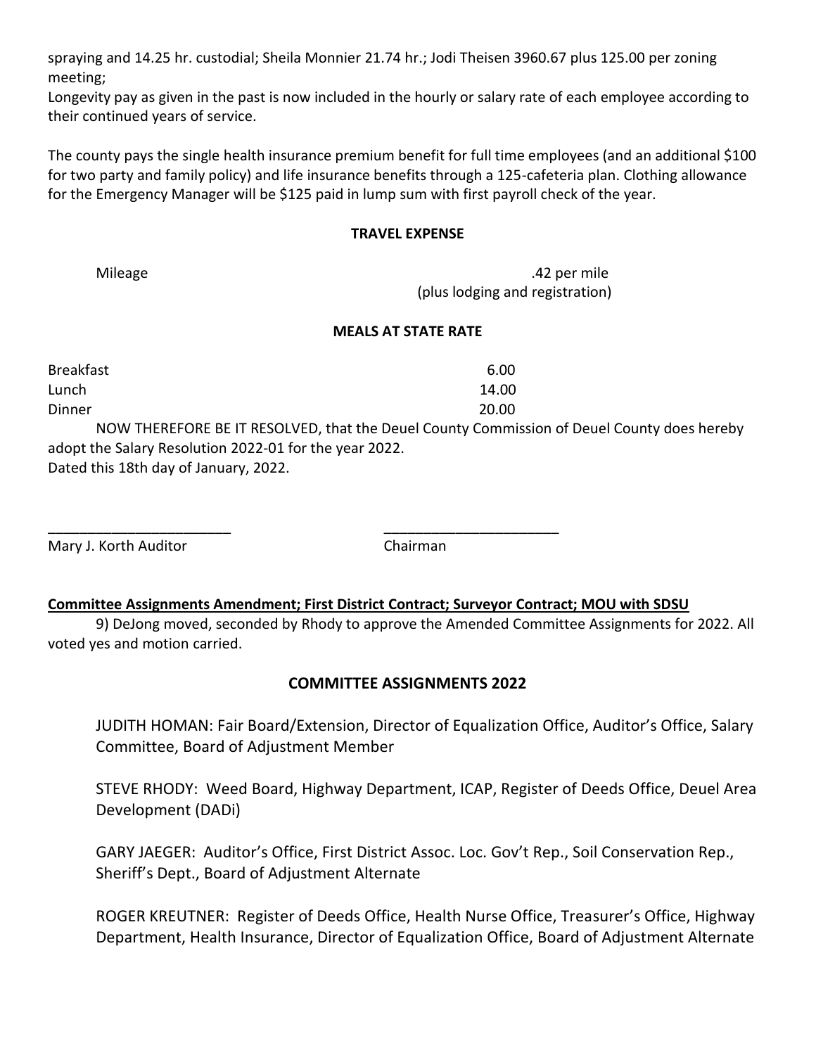spraying and 14.25 hr. custodial; Sheila Monnier 21.74 hr.; Jodi Theisen 3960.67 plus 125.00 per zoning meeting;

Longevity pay as given in the past is now included in the hourly or salary rate of each employee according to their continued years of service.

The county pays the single health insurance premium benefit for full time employees (and an additional $100 for two party and family policy) and life insurance benefits through a 125-cafeteria plan. Clothing allowance for the Emergency Manager will be $125 paid in lump sum with first payroll check of the year.

**TRAVEL EXPENSE**

| | |
|---|---|
| Mileage | .42 per mile (plus lodging and registration) |

**MEALS AT STATE RATE**

| | |
|---|---|
| Breakfast | 6.00 |
| Lunch | 14.00 |
| Dinner | 20.00 |

NOW THEREFORE BE IT RESOLVED, that the Deuel County Commission of Deuel County does hereby adopt the Salary Resolution 2022-01 for the year 2022.

Dated this 18th day of January, 2022.

_______________________ _______________________

Mary J. Korth Auditor Chairman

**Committee Assignments Amendment; First District Contract; Surveyor Contract; MOU with SDSU**

9) DeJong moved, seconded by Rhody to approve the Amended Committee Assignments for 2022. All voted yes and motion carried.

**COMMITTEE ASSIGNMENTS 2022**

JUDITH HOMAN: Fair Board/Extension, Director of Equalization Office, Auditor's Office, Salary Committee, Board of Adjustment Member

STEVE RHODY: Weed Board, Highway Department, ICAP, Register of Deeds Office, Deuel Area Development (DADi)

GARY JAEGER: Auditor's Office, First District Assoc. Loc. Gov't Rep., Soil Conservation Rep., Sheriff's Dept., Board of Adjustment Alternate

ROGER KREUTNER: Register of Deeds Office, Health Nurse Office, Treasurer's Office, Highway Department, Health Insurance, Director of Equalization Office, Board of Adjustment Alternate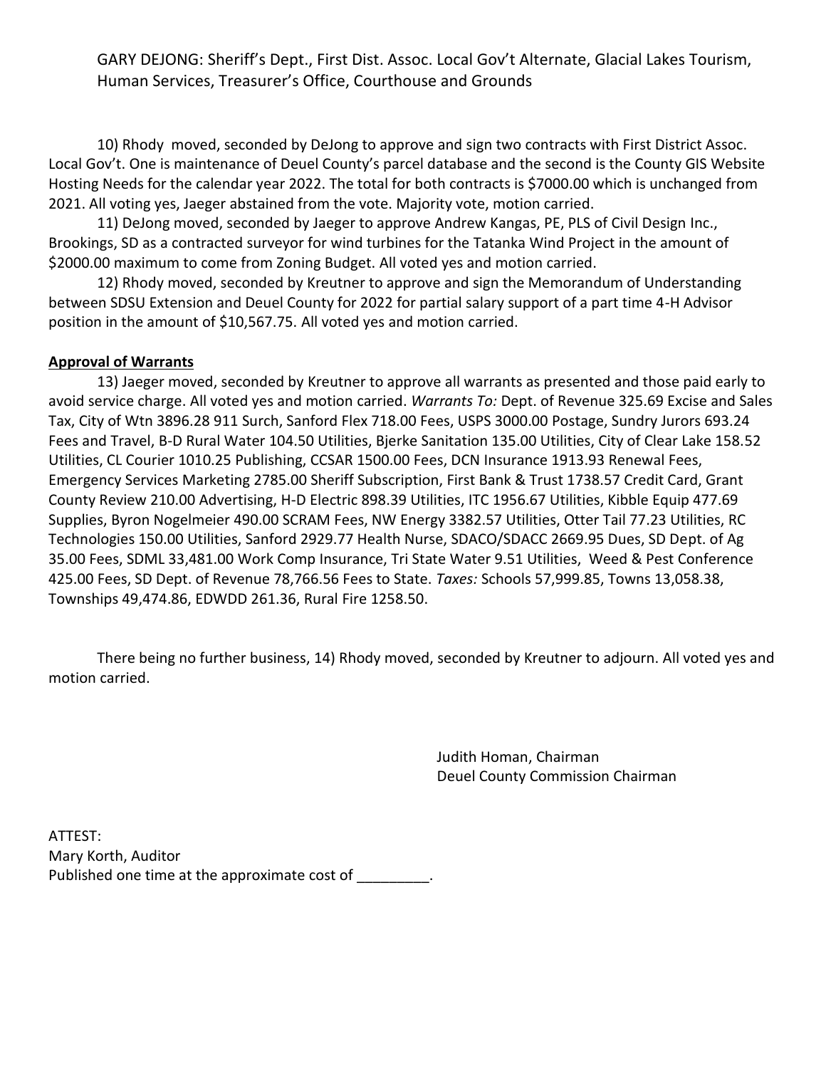GARY DEJONG: Sheriff's Dept., First Dist. Assoc. Local Gov't Alternate, Glacial Lakes Tourism, Human Services, Treasurer's Office, Courthouse and Grounds

10) Rhody moved, seconded by DeJong to approve and sign two contracts with First District Assoc. Local Gov't. One is maintenance of Deuel County's parcel database and the second is the County GIS Website Hosting Needs for the calendar year 2022. The total for both contracts is $7000.00 which is unchanged from 2021. All voting yes, Jaeger abstained from the vote. Majority vote, motion carried.

11) DeJong moved, seconded by Jaeger to approve Andrew Kangas, PE, PLS of Civil Design Inc., Brookings, SD as a contracted surveyor for wind turbines for the Tatanka Wind Project in the amount of $2000.00 maximum to come from Zoning Budget. All voted yes and motion carried.

12) Rhody moved, seconded by Kreutner to approve and sign the Memorandum of Understanding between SDSU Extension and Deuel County for 2022 for partial salary support of a part time 4-H Advisor position in the amount of $10,567.75. All voted yes and motion carried.

**Approval of Warrants**

13) Jaeger moved, seconded by Kreutner to approve all warrants as presented and those paid early to avoid service charge. All voted yes and motion carried. *Warrants To:* Dept. of Revenue 325.69 Excise and Sales Tax, City of Wtn 3896.28 911 Surch, Sanford Flex 718.00 Fees, USPS 3000.00 Postage, Sundry Jurors 693.24 Fees and Travel, B-D Rural Water 104.50 Utilities, Bjerke Sanitation 135.00 Utilities, City of Clear Lake 158.52 Utilities, CL Courier 1010.25 Publishing, CCSAR 1500.00 Fees, DCN Insurance 1913.93 Renewal Fees, Emergency Services Marketing 2785.00 Sheriff Subscription, First Bank & Trust 1738.57 Credit Card, Grant County Review 210.00 Advertising, H-D Electric 898.39 Utilities, ITC 1956.67 Utilities, Kibble Equip 477.69 Supplies, Byron Nogelmeier 490.00 SCRAM Fees, NW Energy 3382.57 Utilities, Otter Tail 77.23 Utilities, RC Technologies 150.00 Utilities, Sanford 2929.77 Health Nurse, SDACO/SDACC 2669.95 Dues, SD Dept. of Ag 35.00 Fees, SDML 33,481.00 Work Comp Insurance, Tri State Water 9.51 Utilities, Weed & Pest Conference 425.00 Fees, SD Dept. of Revenue 78,766.56 Fees to State. *Taxes:* Schools 57,999.85, Towns 13,058.38, Townships 49,474.86, EDWDD 261.36, Rural Fire 1258.50.

There being no further business, 14) Rhody moved, seconded by Kreutner to adjourn. All voted yes and motion carried.

Judith Homan, Chairman
Deuel County Commission Chairman

ATTEST:
Mary Korth, Auditor
Published one time at the approximate cost of _________.